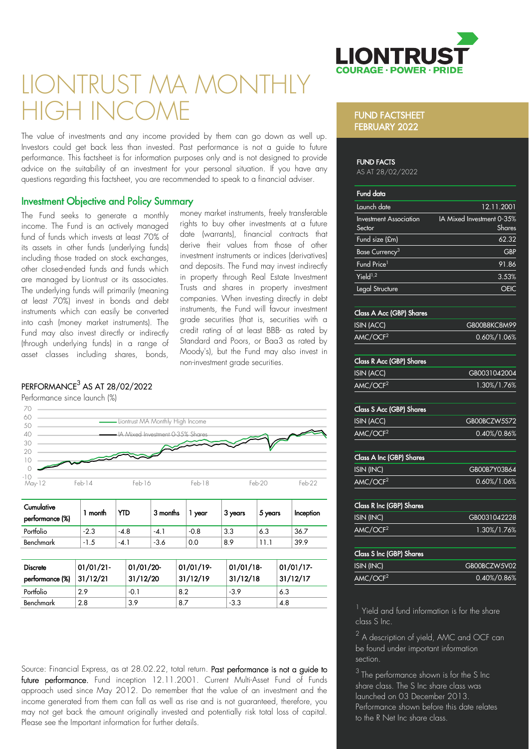# LIONTRUST MA MONTHLY HIGH INCOME

The value of investments and any income provided by them can go down as well up. Investors could get back less than invested. Past performance is not a guide to future performance. This factsheet is for information purposes only and is not designed to provide advice on the suitability of an investment for your personal situation. If you have any questions regarding this factsheet, you are recommended to speak to a financial adviser.

## Investment Objective and Policy Summary

The Fund seeks to generate a monthly income. The Fund is an actively managed fund of funds which invests at least 70% of its assets in other funds (underlying funds) including those traded on stock exchanges, other closed-ended funds and funds which are managed by Liontrust or its associates. The underlying funds will primarily (meaning at least 70%) invest in bonds and debt instruments which can easily be converted into cash (money market instruments). The Fund may also invest directly or indirectly (through underlying funds) in a range of asset classes including shares, bonds, money market instruments, freely transferable rights to buy other investments at a future date (warrants), financial contracts that derive their values from those of other investment instruments or indices (derivatives) and deposits. The Fund may invest indirectly in property through Real Estate Investment Trusts and shares in property investment companies. When investing directly in debt instruments, the Fund will favour investment grade securities (that is, securities with a credit rating of at least BBB- as rated by Standard and Poors, or Baa3 as rated by Moody's), but the Fund may also invest in non-investment grade securities.

## PERFORMANCE[3] AS AT 28/02/2022

Performance since launch (%)

| Cumulative performance (%) | 1 month | YTD | 3 months | 1 year | 3 years | 5 years | Inception |
|---|---|---|---|---|---|---|---|
| Portfolio | -2.3 | -4.8 | -4.1 | -0.8 | 3.3 | 6.3 | 36.7 |
| Benchmark | -1.5 | -4.1 | -3.6 | 0.0 | 8.9 | 11.1 | 39.9 |

| Discrete performance (%) | 01/01/21-31/12/21 | 01/01/20-31/12/20 | 01/01/19-31/12/19 | 01/01/18-31/12/18 | 01/01/17-31/12/17 |
|---|---|---|---|---|---|
| Portfolio | 2.9 | -0.1 | 8.2 | -3.9 | 6.3 |
| Benchmark | 2.8 | 3.9 | 8.7 | -3.3 | 4.8 |

Source: Financial Express, as at 28.02.22, total return. **Past performance is not a guide to future performance.** Fund inception 12.11.2001. Current Multi-Asset Fund of Funds approach used since May 2012. Do remember that the value of an investment and the income generated from them can fall as well as rise and is not guaranteed, therefore, you may not get back the amount originally invested and potentially risk total loss of capital. Please see the Important information for further details.

## FUND FACTSHEET FEBRUARY 2022

### FUND FACTS

AS AT 28/02/2022

| Fund data | |
|---|---|
| Launch date | 12.11.2001 |
| Investment Association Sector | IA Mixed Investment 0-35% Shares |
| Fund size (£m) | 62.32 |
| Base Currency[3] | GBP |
| Fund Price[1] | 91.86 |
| Yield[1,2] | 3.53% |
| Legal Structure | OEIC |

| Class A Acc (GBP) Shares | |
|---|---|
| ISIN (ACC) | GB00B8KC8M99 |
| AMC/OCF[2] | 0.60%/1.06% |

| Class R Acc (GBP) Shares | |
|---|---|
| ISIN (ACC) | GB0031042004 |
| AMC/OCF[2] | 1.30%/1.76% |

| Class S Acc (GBP) Shares | |
|---|---|
| ISIN (ACC) | GB00BCZW5S72 |
| AMC/OCF[2] | 0.40%/0.86% |

| Class A Inc (GBP) Shares | |
|---|---|
| ISIN (INC) | GB00B7Y03B64 |
| AMC/OCF[2] | 0.60%/1.06% |

| Class R Inc (GBP) Shares | |
|---|---|
| ISIN (INC) | GB0031042228 |
| AMC/OCF[2] | 1.30%/1.76% |

| Class S Inc (GBP) Shares | |
|---|---|
| ISIN (INC) | GB00BCZW5V02 |
| AMC/OCF[2] | 0.40%/0.86% |

[1] Yield and fund information is for the share class S Inc.

[2] A description of yield, AMC and OCF can be found under important information section.

[3] The performance shown is for the S Inc share class. The S Inc share class was launched on 03 December 2013. Performance shown before this date relates to the R Net Inc share class.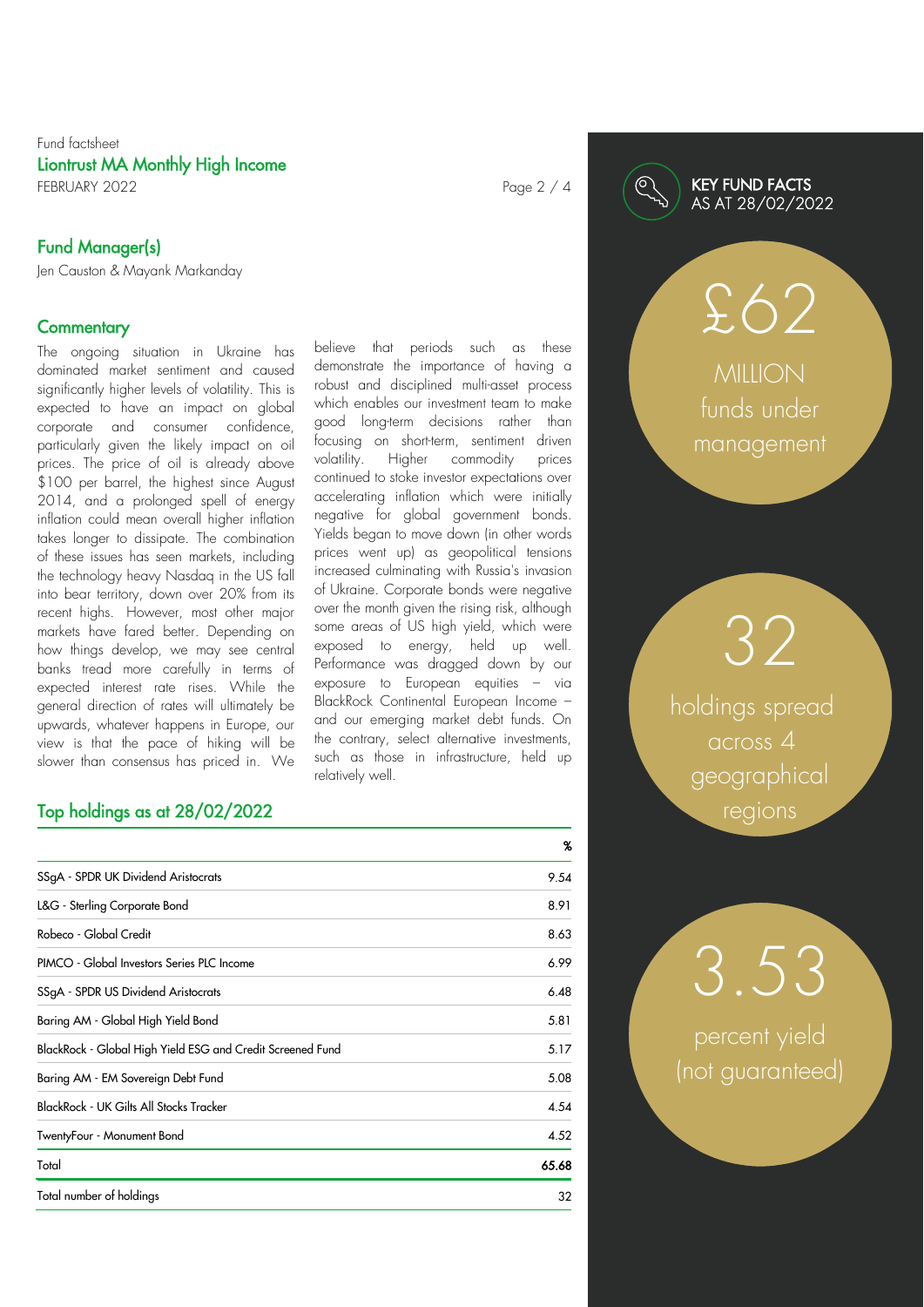Fund factsheet

# Liontrust MA Monthly High Income

FEBRUARY 2022

## Fund Manager(s)

Jen Causton & Mayank Markanday

## Commentary

The ongoing situation in Ukraine has dominated market sentiment and caused significantly higher levels of volatility. This is expected to have an impact on global corporate and consumer confidence, particularly given the likely impact on oil prices. The price of oil is already above $100 per barrel, the highest since August 2014, and a prolonged spell of energy inflation could mean overall higher inflation takes longer to dissipate. The combination of these issues has seen markets, including the technology heavy Nasdaq in the US fall into bear territory, down over 20% from its recent highs. However, most other major markets have fared better. Depending on how things develop, we may see central banks tread more carefully in terms of expected interest rate rises. While the general direction of rates will ultimately be upwards, whatever happens in Europe, our view is that the pace of hiking will be slower than consensus has priced in. We believe that periods such as these demonstrate the importance of having a robust and disciplined multi-asset process which enables our investment team to make good long-term decisions rather than focusing on short-term, sentiment driven volatility. Higher commodity prices continued to stoke investor expectations over accelerating inflation which were initially negative for global government bonds. Yields began to move down (in other words prices went up) as geopolitical tensions increased culminating with Russia's invasion of Ukraine. Corporate bonds were negative over the month given the rising risk, although some areas of US high yield, which were exposed to energy, held up well. Performance was dragged down by our exposure to European equities – via BlackRock Continental European Income – and our emerging market debt funds. On the contrary, select alternative investments, such as those in infrastructure, held up relatively well.

## Top holdings as at 28/02/2022

| | % |
|---|---|
| SSgA - SPDR UK Dividend Aristocrats | 9.54 |
| L&G - Sterling Corporate Bond | 8.91 |
| Robeco - Global Credit | 8.63 |
| PIMCO - Global Investors Series PLC Income | 6.99 |
| SSgA - SPDR US Dividend Aristocrats | 6.48 |
| Baring AM - Global High Yield Bond | 5.81 |
| BlackRock - Global High Yield ESG and Credit Screened Fund | 5.17 |
| Baring AM - EM Sovereign Debt Fund | 5.08 |
| BlackRock - UK Gilts All Stocks Tracker | 4.54 |
| TwentyFour - Monument Bond | 4.52 |
| **Total** | **65.68** |
| Total number of holdings | 32 |

## KEY FUND FACTS AS AT 28/02/2022

£62 MILLION funds under management

32 holdings spread across 4 geographical regions

3.53 percent yield (not guaranteed)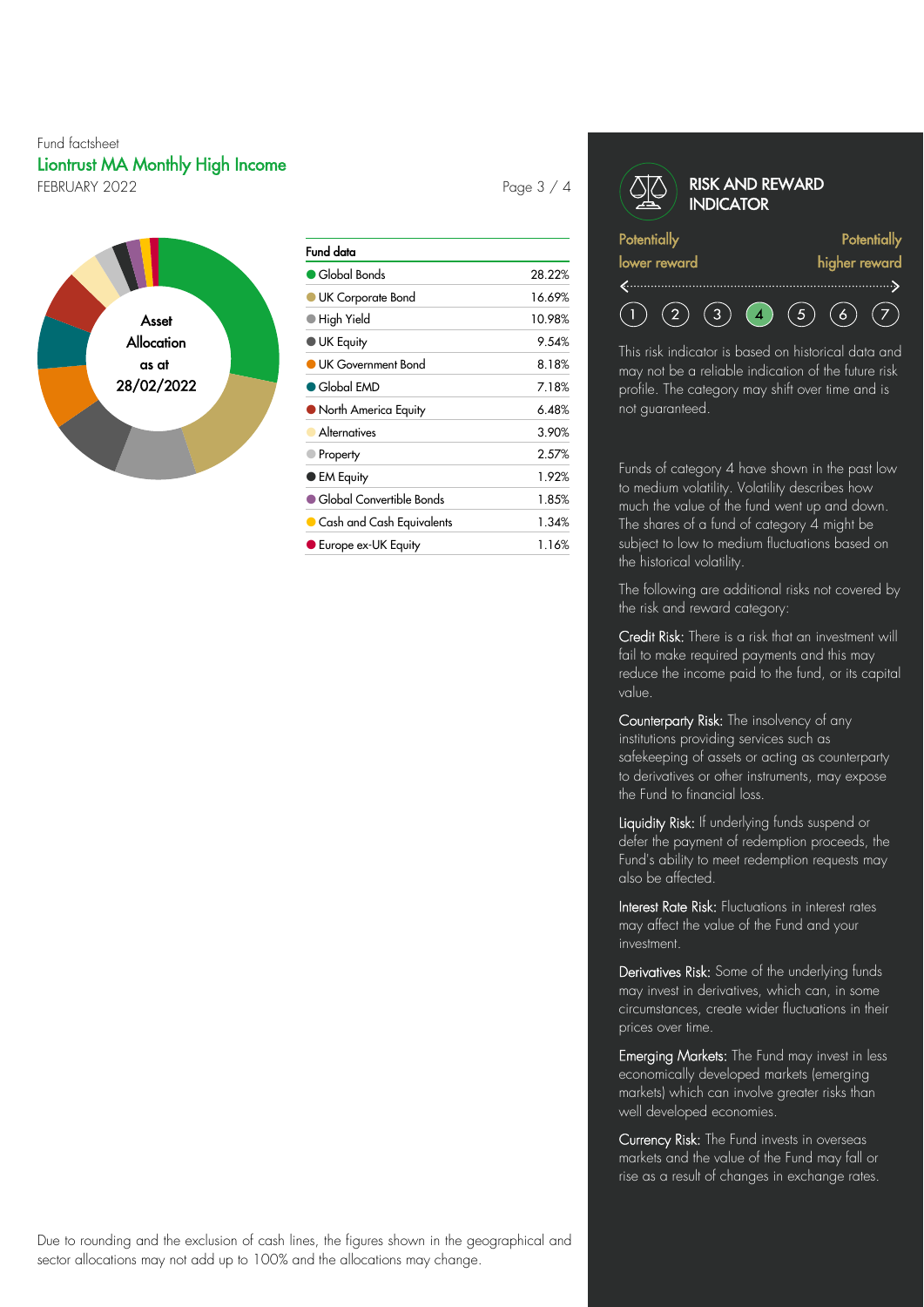Fund factsheet

## Liontrust MA Monthly High Income

FEBRUARY 2022

Asset Allocation as at 28/02/2022

| Fund data | |
|---|---|
| Global Bonds | 28.22% |
| UK Corporate Bond | 16.69% |
| High Yield | 10.98% |
| UK Equity | 9.54% |
| UK Government Bond | 8.18% |
| Global EMD | 7.18% |
| North America Equity | 6.48% |
| Alternatives | 3.90% |
| Property | 2.57% |
| EM Equity | 1.92% |
| Global Convertible Bonds | 1.85% |
| Cash and Cash Equivalents | 1.34% |
| Europe ex-UK Equity | 1.16% |

Due to rounding and the exclusion of cash lines, the figures shown in the geographical and sector allocations may not add up to 100% and the allocations may change.

## RISK AND REWARD INDICATOR

Potentially lower reward — Potentially higher reward

1 2 3 **4** 5 6 7

This risk indicator is based on historical data and may not be a reliable indication of the future risk profile. The category may shift over time and is not guaranteed.

Funds of category 4 have shown in the past low to medium volatility. Volatility describes how much the value of the fund went up and down. The shares of a fund of category 4 might be subject to low to medium fluctuations based on the historical volatility.

The following are additional risks not covered by the risk and reward category:

**Credit Risk:** There is a risk that an investment will fail to make required payments and this may reduce the income paid to the fund, or its capital value.

**Counterparty Risk:** The insolvency of any institutions providing services such as safekeeping of assets or acting as counterparty to derivatives or other instruments, may expose the Fund to financial loss.

**Liquidity Risk:** If underlying funds suspend or defer the payment of redemption proceeds, the Fund's ability to meet redemption requests may also be affected.

**Interest Rate Risk:** Fluctuations in interest rates may affect the value of the Fund and your investment.

**Derivatives Risk:** Some of the underlying funds may invest in derivatives, which can, in some circumstances, create wider fluctuations in their prices over time.

**Emerging Markets:** The Fund may invest in less economically developed markets (emerging markets) which can involve greater risks than well developed economies.

**Currency Risk:** The Fund invests in overseas markets and the value of the Fund may fall or rise as a result of changes in exchange rates.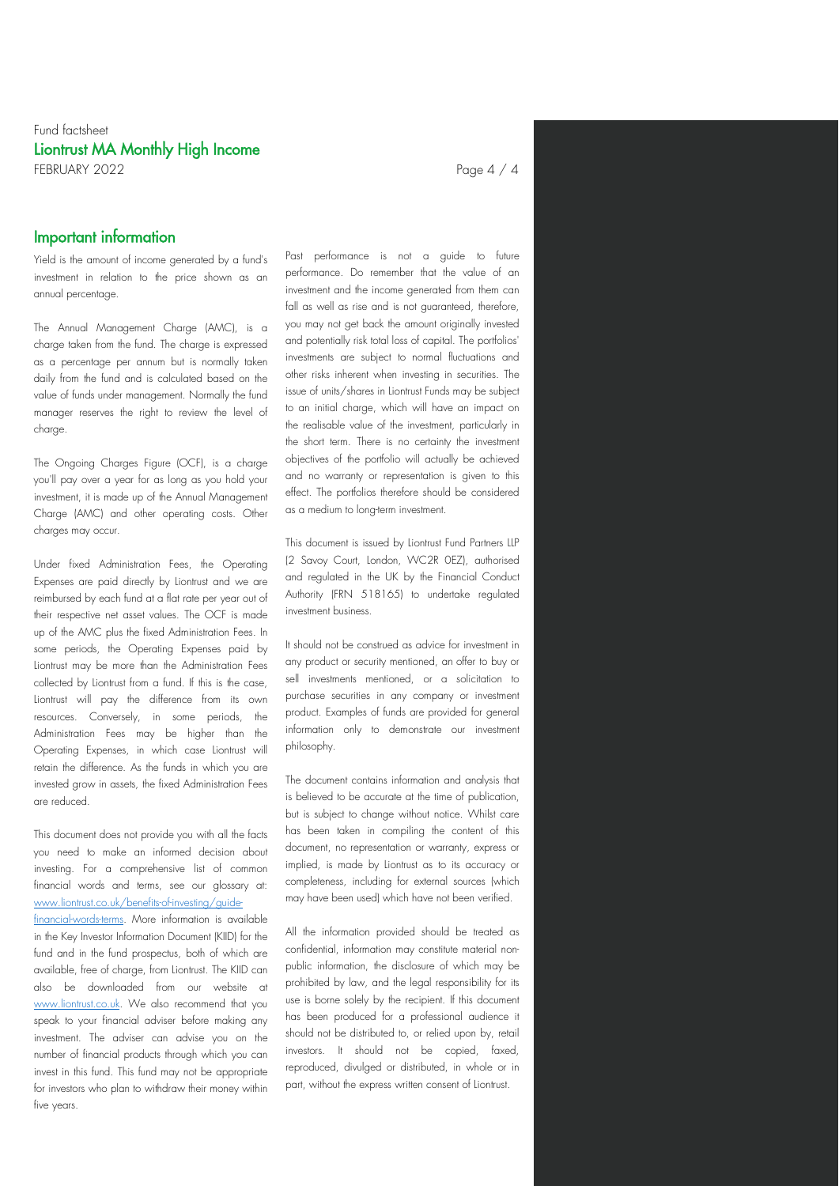## Important information

Yield is the amount of income generated by a fund's investment in relation to the price shown as an annual percentage.

The Annual Management Charge (AMC), is a charge taken from the fund. The charge is expressed as a percentage per annum but is normally taken daily from the fund and is calculated based on the value of funds under management. Normally the fund manager reserves the right to review the level of charge.

The Ongoing Charges Figure (OCF), is a charge you'll pay over a year for as long as you hold your investment, it is made up of the Annual Management Charge (AMC) and other operating costs. Other charges may occur.

Under fixed Administration Fees, the Operating Expenses are paid directly by Liontrust and we are reimbursed by each fund at a flat rate per year out of their respective net asset values. The OCF is made up of the AMC plus the fixed Administration Fees. In some periods, the Operating Expenses paid by Liontrust may be more than the Administration Fees collected by Liontrust from a fund. If this is the case, Liontrust will pay the difference from its own resources. Conversely, in some periods, the Administration Fees may be higher than the Operating Expenses, in which case Liontrust will retain the difference. As the funds in which you are invested grow in assets, the fixed Administration Fees are reduced.

This document does not provide you with all the facts you need to make an informed decision about investing. For a comprehensive list of common financial words and terms, see our glossary at: www.liontrust.co.uk/benefits-of-investing/guide-financial-words-terms. More information is available in the Key Investor Information Document (KIID) for the fund and in the fund prospectus, both of which are available, free of charge, from Liontrust. The KIID can also be downloaded from our website at www.liontrust.co.uk. We also recommend that you speak to your financial adviser before making any investment. The adviser can advise you on the number of financial products through which you can invest in this fund. This fund may not be appropriate for investors who plan to withdraw their money within five years.

Past performance is not a guide to future performance. Do remember that the value of an investment and the income generated from them can fall as well as rise and is not guaranteed, therefore, you may not get back the amount originally invested and potentially risk total loss of capital. The portfolios' investments are subject to normal fluctuations and other risks inherent when investing in securities. The issue of units/shares in Liontrust Funds may be subject to an initial charge, which will have an impact on the realisable value of the investment, particularly in the short term. There is no certainty the investment objectives of the portfolio will actually be achieved and no warranty or representation is given to this effect. The portfolios therefore should be considered as a medium to long-term investment.

This document is issued by Liontrust Fund Partners LLP (2 Savoy Court, London, WC2R 0EZ), authorised and regulated in the UK by the Financial Conduct Authority (FRN 518165) to undertake regulated investment business.

It should not be construed as advice for investment in any product or security mentioned, an offer to buy or sell investments mentioned, or a solicitation to purchase securities in any company or investment product. Examples of funds are provided for general information only to demonstrate our investment philosophy.

The document contains information and analysis that is believed to be accurate at the time of publication, but is subject to change without notice. Whilst care has been taken in compiling the content of this document, no representation or warranty, express or implied, is made by Liontrust as to its accuracy or completeness, including for external sources (which may have been used) which have not been verified.

All the information provided should be treated as confidential, information may constitute material non-public information, the disclosure of which may be prohibited by law, and the legal responsibility for its use is borne solely by the recipient. If this document has been produced for a professional audience it should not be distributed to, or relied upon by, retail investors. It should not be copied, faxed, reproduced, divulged or distributed, in whole or in part, without the express written consent of Liontrust.